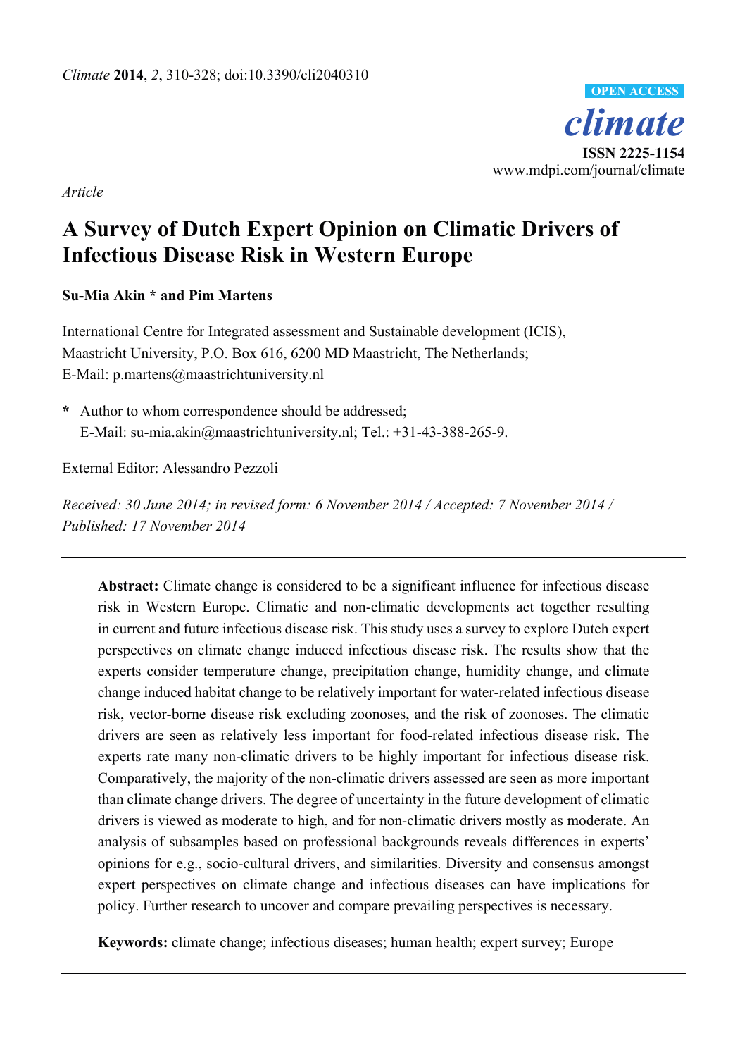*Article*

# A Survey of Dutch Expert Opinion on Climatic Drivers of Infectious Disease Risk in Western Europe

**Su-Mia Akin * and Pim Martens**

International Centre for Integrated assessment and Sustainable development (ICIS), Maastricht University, P.O. Box 616, 6200 MD Maastricht, The Netherlands; E-Mail: p.martens@maastrichtuniversity.nl

**\*** Author to whom correspondence should be addressed; E-Mail: su-mia.akin@maastrichtuniversity.nl; Tel.: +31-43-388-265-9.

External Editor: Alessandro Pezzoli

*Received: 30 June 2014; in revised form: 6 November 2014 / Accepted: 7 November 2014 / Published: 17 November 2014*

---

**Abstract:** Climate change is considered to be a significant influence for infectious disease risk in Western Europe. Climatic and non-climatic developments act together resulting in current and future infectious disease risk. This study uses a survey to explore Dutch expert perspectives on climate change induced infectious disease risk. The results show that the experts consider temperature change, precipitation change, humidity change, and climate change induced habitat change to be relatively important for water-related infectious disease risk, vector-borne disease risk excluding zoonoses, and the risk of zoonoses. The climatic drivers are seen as relatively less important for food-related infectious disease risk. The experts rate many non-climatic drivers to be highly important for infectious disease risk. Comparatively, the majority of the non-climatic drivers assessed are seen as more important than climate change drivers. The degree of uncertainty in the future development of climatic drivers is viewed as moderate to high, and for non-climatic drivers mostly as moderate. An analysis of subsamples based on professional backgrounds reveals differences in experts' opinions for e.g., socio-cultural drivers, and similarities. Diversity and consensus amongst expert perspectives on climate change and infectious diseases can have implications for policy. Further research to uncover and compare prevailing perspectives is necessary.

**Keywords:** climate change; infectious diseases; human health; expert survey; Europe

---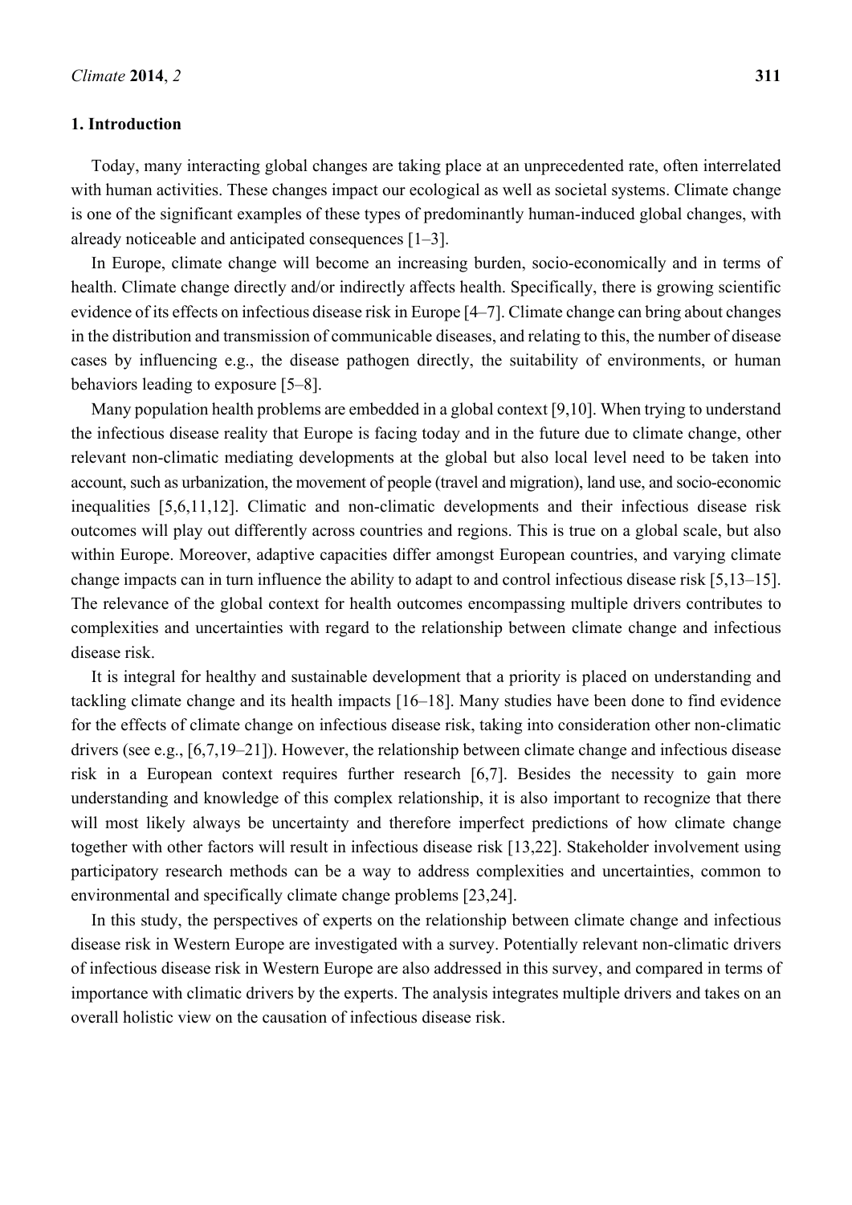## 1. Introduction

Today, many interacting global changes are taking place at an unprecedented rate, often interrelated with human activities. These changes impact our ecological as well as societal systems. Climate change is one of the significant examples of these types of predominantly human-induced global changes, with already noticeable and anticipated consequences [1–3].

In Europe, climate change will become an increasing burden, socio-economically and in terms of health. Climate change directly and/or indirectly affects health. Specifically, there is growing scientific evidence of its effects on infectious disease risk in Europe [4–7]. Climate change can bring about changes in the distribution and transmission of communicable diseases, and relating to this, the number of disease cases by influencing e.g., the disease pathogen directly, the suitability of environments, or human behaviors leading to exposure [5–8].

Many population health problems are embedded in a global context [9,10]. When trying to understand the infectious disease reality that Europe is facing today and in the future due to climate change, other relevant non-climatic mediating developments at the global but also local level need to be taken into account, such as urbanization, the movement of people (travel and migration), land use, and socio-economic inequalities [5,6,11,12]. Climatic and non-climatic developments and their infectious disease risk outcomes will play out differently across countries and regions. This is true on a global scale, but also within Europe. Moreover, adaptive capacities differ amongst European countries, and varying climate change impacts can in turn influence the ability to adapt to and control infectious disease risk [5,13–15]. The relevance of the global context for health outcomes encompassing multiple drivers contributes to complexities and uncertainties with regard to the relationship between climate change and infectious disease risk.

It is integral for healthy and sustainable development that a priority is placed on understanding and tackling climate change and its health impacts [16–18]. Many studies have been done to find evidence for the effects of climate change on infectious disease risk, taking into consideration other non-climatic drivers (see e.g., [6,7,19–21]). However, the relationship between climate change and infectious disease risk in a European context requires further research [6,7]. Besides the necessity to gain more understanding and knowledge of this complex relationship, it is also important to recognize that there will most likely always be uncertainty and therefore imperfect predictions of how climate change together with other factors will result in infectious disease risk [13,22]. Stakeholder involvement using participatory research methods can be a way to address complexities and uncertainties, common to environmental and specifically climate change problems [23,24].

In this study, the perspectives of experts on the relationship between climate change and infectious disease risk in Western Europe are investigated with a survey. Potentially relevant non-climatic drivers of infectious disease risk in Western Europe are also addressed in this survey, and compared in terms of importance with climatic drivers by the experts. The analysis integrates multiple drivers and takes on an overall holistic view on the causation of infectious disease risk.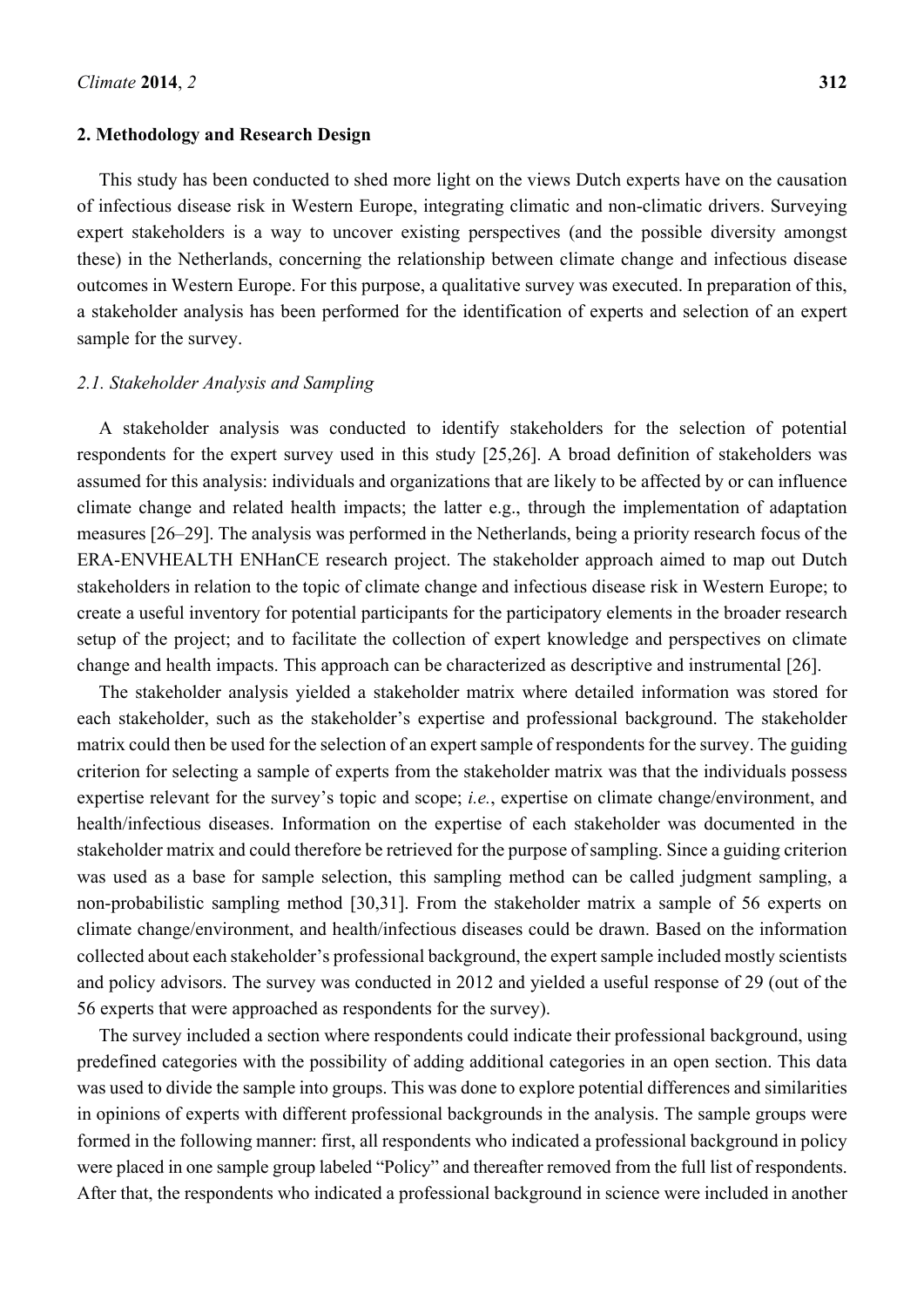## 2. Methodology and Research Design

This study has been conducted to shed more light on the views Dutch experts have on the causation of infectious disease risk in Western Europe, integrating climatic and non-climatic drivers. Surveying expert stakeholders is a way to uncover existing perspectives (and the possible diversity amongst these) in the Netherlands, concerning the relationship between climate change and infectious disease outcomes in Western Europe. For this purpose, a qualitative survey was executed. In preparation of this, a stakeholder analysis has been performed for the identification of experts and selection of an expert sample for the survey.

### *2.1. Stakeholder Analysis and Sampling*

A stakeholder analysis was conducted to identify stakeholders for the selection of potential respondents for the expert survey used in this study [25,26]. A broad definition of stakeholders was assumed for this analysis: individuals and organizations that are likely to be affected by or can influence climate change and related health impacts; the latter e.g., through the implementation of adaptation measures [26–29]. The analysis was performed in the Netherlands, being a priority research focus of the ERA-ENVHEALTH ENHanCE research project. The stakeholder approach aimed to map out Dutch stakeholders in relation to the topic of climate change and infectious disease risk in Western Europe; to create a useful inventory for potential participants for the participatory elements in the broader research setup of the project; and to facilitate the collection of expert knowledge and perspectives on climate change and health impacts. This approach can be characterized as descriptive and instrumental [26].

The stakeholder analysis yielded a stakeholder matrix where detailed information was stored for each stakeholder, such as the stakeholder's expertise and professional background. The stakeholder matrix could then be used for the selection of an expert sample of respondents for the survey. The guiding criterion for selecting a sample of experts from the stakeholder matrix was that the individuals possess expertise relevant for the survey's topic and scope; *i.e.*, expertise on climate change/environment, and health/infectious diseases. Information on the expertise of each stakeholder was documented in the stakeholder matrix and could therefore be retrieved for the purpose of sampling. Since a guiding criterion was used as a base for sample selection, this sampling method can be called judgment sampling, a non-probabilistic sampling method [30,31]. From the stakeholder matrix a sample of 56 experts on climate change/environment, and health/infectious diseases could be drawn. Based on the information collected about each stakeholder's professional background, the expert sample included mostly scientists and policy advisors. The survey was conducted in 2012 and yielded a useful response of 29 (out of the 56 experts that were approached as respondents for the survey).

The survey included a section where respondents could indicate their professional background, using predefined categories with the possibility of adding additional categories in an open section. This data was used to divide the sample into groups. This was done to explore potential differences and similarities in opinions of experts with different professional backgrounds in the analysis. The sample groups were formed in the following manner: first, all respondents who indicated a professional background in policy were placed in one sample group labeled "Policy" and thereafter removed from the full list of respondents. After that, the respondents who indicated a professional background in science were included in another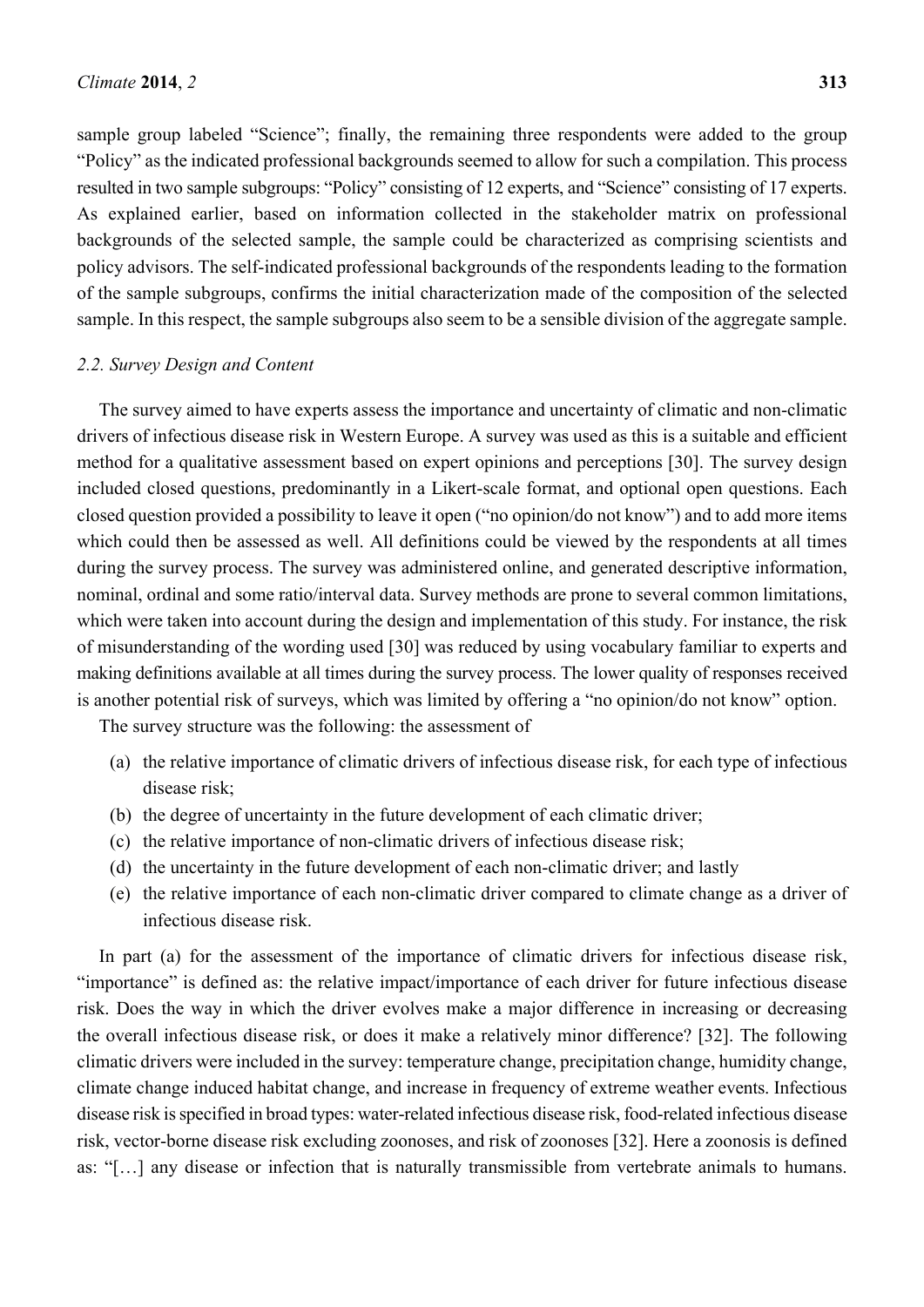sample group labeled "Science"; finally, the remaining three respondents were added to the group "Policy" as the indicated professional backgrounds seemed to allow for such a compilation. This process resulted in two sample subgroups: "Policy" consisting of 12 experts, and "Science" consisting of 17 experts. As explained earlier, based on information collected in the stakeholder matrix on professional backgrounds of the selected sample, the sample could be characterized as comprising scientists and policy advisors. The self-indicated professional backgrounds of the respondents leading to the formation of the sample subgroups, confirms the initial characterization made of the composition of the selected sample. In this respect, the sample subgroups also seem to be a sensible division of the aggregate sample.

### *2.2. Survey Design and Content*

The survey aimed to have experts assess the importance and uncertainty of climatic and non-climatic drivers of infectious disease risk in Western Europe. A survey was used as this is a suitable and efficient method for a qualitative assessment based on expert opinions and perceptions [30]. The survey design included closed questions, predominantly in a Likert-scale format, and optional open questions. Each closed question provided a possibility to leave it open ("no opinion/do not know") and to add more items which could then be assessed as well. All definitions could be viewed by the respondents at all times during the survey process. The survey was administered online, and generated descriptive information, nominal, ordinal and some ratio/interval data. Survey methods are prone to several common limitations, which were taken into account during the design and implementation of this study. For instance, the risk of misunderstanding of the wording used [30] was reduced by using vocabulary familiar to experts and making definitions available at all times during the survey process. The lower quality of responses received is another potential risk of surveys, which was limited by offering a "no opinion/do not know" option.

The survey structure was the following: the assessment of

(a) the relative importance of climatic drivers of infectious disease risk, for each type of infectious disease risk;
(b) the degree of uncertainty in the future development of each climatic driver;
(c) the relative importance of non-climatic drivers of infectious disease risk;
(d) the uncertainty in the future development of each non-climatic driver; and lastly
(e) the relative importance of each non-climatic driver compared to climate change as a driver of infectious disease risk.

In part (a) for the assessment of the importance of climatic drivers for infectious disease risk, "importance" is defined as: the relative impact/importance of each driver for future infectious disease risk. Does the way in which the driver evolves make a major difference in increasing or decreasing the overall infectious disease risk, or does it make a relatively minor difference? [32]. The following climatic drivers were included in the survey: temperature change, precipitation change, humidity change, climate change induced habitat change, and increase in frequency of extreme weather events. Infectious disease risk is specified in broad types: water-related infectious disease risk, food-related infectious disease risk, vector-borne disease risk excluding zoonoses, and risk of zoonoses [32]. Here a zoonosis is defined as: "[…] any disease or infection that is naturally transmissible from vertebrate animals to humans.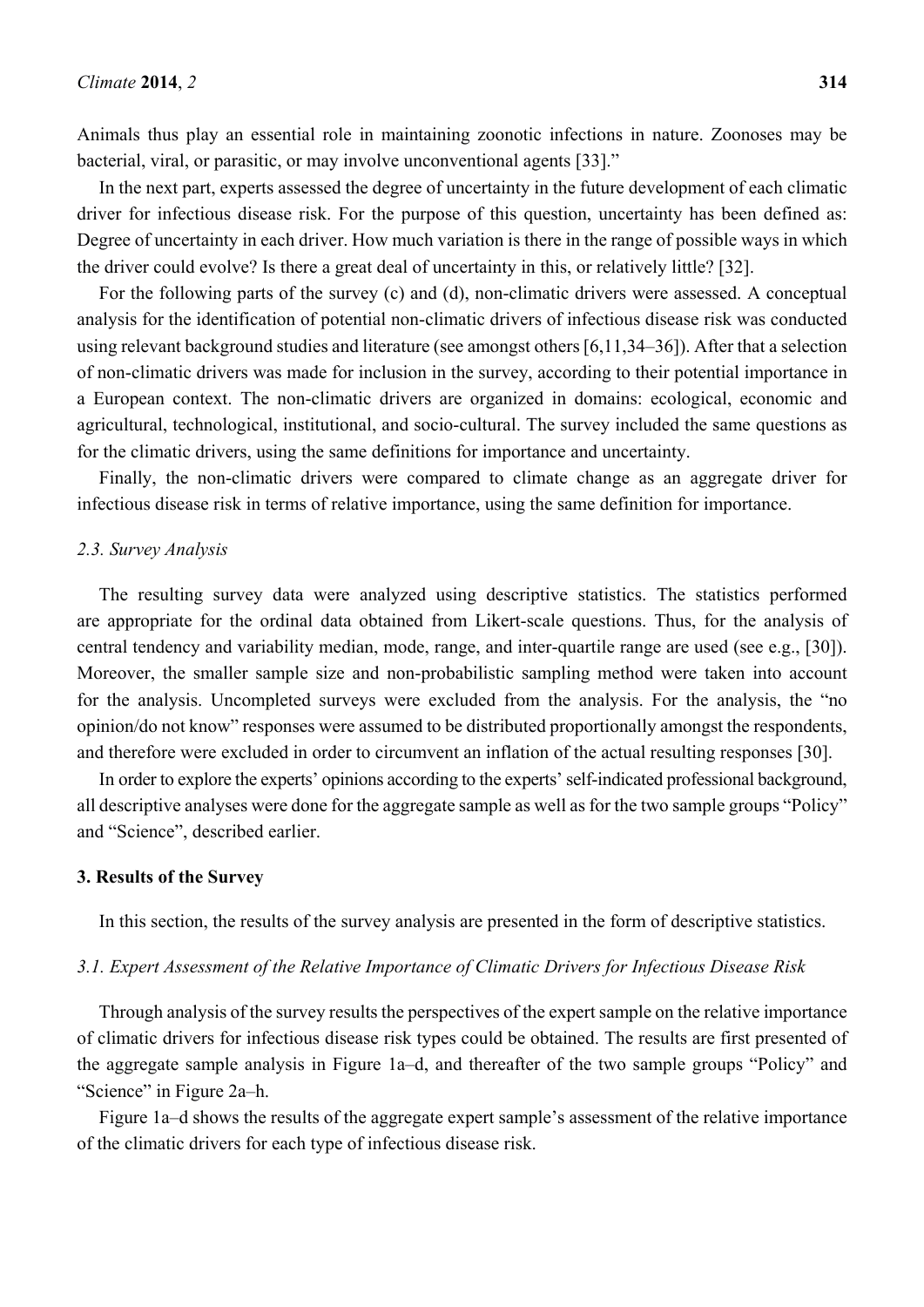Animals thus play an essential role in maintaining zoonotic infections in nature. Zoonoses may be bacterial, viral, or parasitic, or may involve unconventional agents [33]."

In the next part, experts assessed the degree of uncertainty in the future development of each climatic driver for infectious disease risk. For the purpose of this question, uncertainty has been defined as: Degree of uncertainty in each driver. How much variation is there in the range of possible ways in which the driver could evolve? Is there a great deal of uncertainty in this, or relatively little? [32].

For the following parts of the survey (c) and (d), non-climatic drivers were assessed. A conceptual analysis for the identification of potential non-climatic drivers of infectious disease risk was conducted using relevant background studies and literature (see amongst others [6,11,34–36]). After that a selection of non-climatic drivers was made for inclusion in the survey, according to their potential importance in a European context. The non-climatic drivers are organized in domains: ecological, economic and agricultural, technological, institutional, and socio-cultural. The survey included the same questions as for the climatic drivers, using the same definitions for importance and uncertainty.

Finally, the non-climatic drivers were compared to climate change as an aggregate driver for infectious disease risk in terms of relative importance, using the same definition for importance.

### *2.3. Survey Analysis*

The resulting survey data were analyzed using descriptive statistics. The statistics performed are appropriate for the ordinal data obtained from Likert-scale questions. Thus, for the analysis of central tendency and variability median, mode, range, and inter-quartile range are used (see e.g., [30]). Moreover, the smaller sample size and non-probabilistic sampling method were taken into account for the analysis. Uncompleted surveys were excluded from the analysis. For the analysis, the "no opinion/do not know" responses were assumed to be distributed proportionally amongst the respondents, and therefore were excluded in order to circumvent an inflation of the actual resulting responses [30].

In order to explore the experts' opinions according to the experts' self-indicated professional background, all descriptive analyses were done for the aggregate sample as well as for the two sample groups "Policy" and "Science", described earlier.

## **3. Results of the Survey**

In this section, the results of the survey analysis are presented in the form of descriptive statistics.

### *3.1. Expert Assessment of the Relative Importance of Climatic Drivers for Infectious Disease Risk*

Through analysis of the survey results the perspectives of the expert sample on the relative importance of climatic drivers for infectious disease risk types could be obtained. The results are first presented of the aggregate sample analysis in Figure 1a–d, and thereafter of the two sample groups "Policy" and "Science" in Figure 2a–h.

Figure 1a–d shows the results of the aggregate expert sample's assessment of the relative importance of the climatic drivers for each type of infectious disease risk.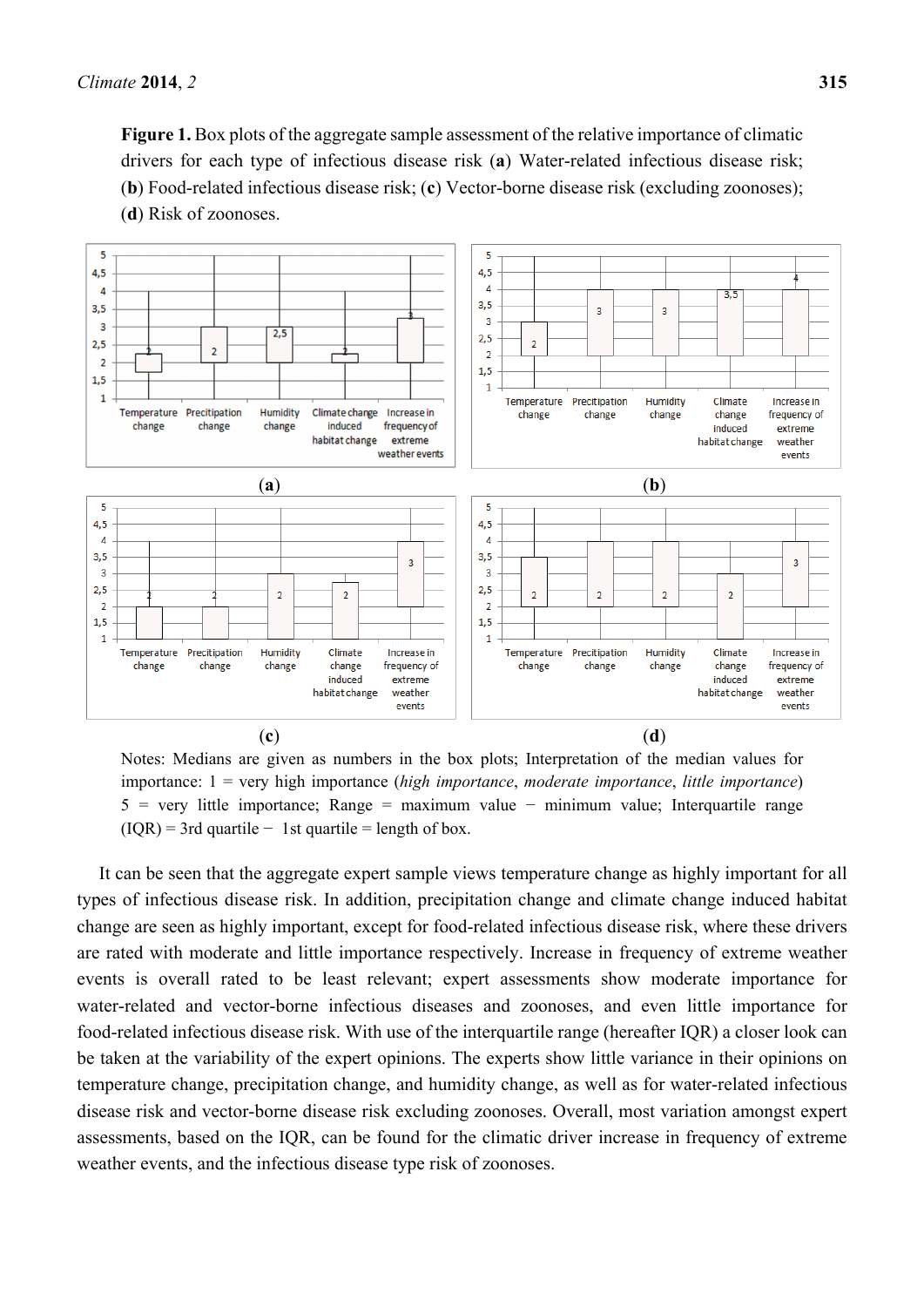**Figure 1.** Box plots of the aggregate sample assessment of the relative importance of climatic drivers for each type of infectious disease risk (**a**) Water-related infectious disease risk; (**b**) Food-related infectious disease risk; (**c**) Vector-borne disease risk (excluding zoonoses); (**d**) Risk of zoonoses.

Notes: Medians are given as numbers in the box plots; Interpretation of the median values for importance: 1 = very high importance (*high importance*, *moderate importance*, *little importance*) 5 = very little importance; Range = maximum value − minimum value; Interquartile range (IQR) = 3rd quartile − 1st quartile = length of box.

It can be seen that the aggregate expert sample views temperature change as highly important for all types of infectious disease risk. In addition, precipitation change and climate change induced habitat change are seen as highly important, except for food-related infectious disease risk, where these drivers are rated with moderate and little importance respectively. Increase in frequency of extreme weather events is overall rated to be least relevant; expert assessments show moderate importance for water-related and vector-borne infectious diseases and zoonoses, and even little importance for food-related infectious disease risk. With use of the interquartile range (hereafter IQR) a closer look can be taken at the variability of the expert opinions. The experts show little variance in their opinions on temperature change, precipitation change, and humidity change, as well as for water-related infectious disease risk and vector-borne disease risk excluding zoonoses. Overall, most variation amongst expert assessments, based on the IQR, can be found for the climatic driver increase in frequency of extreme weather events, and the infectious disease type risk of zoonoses.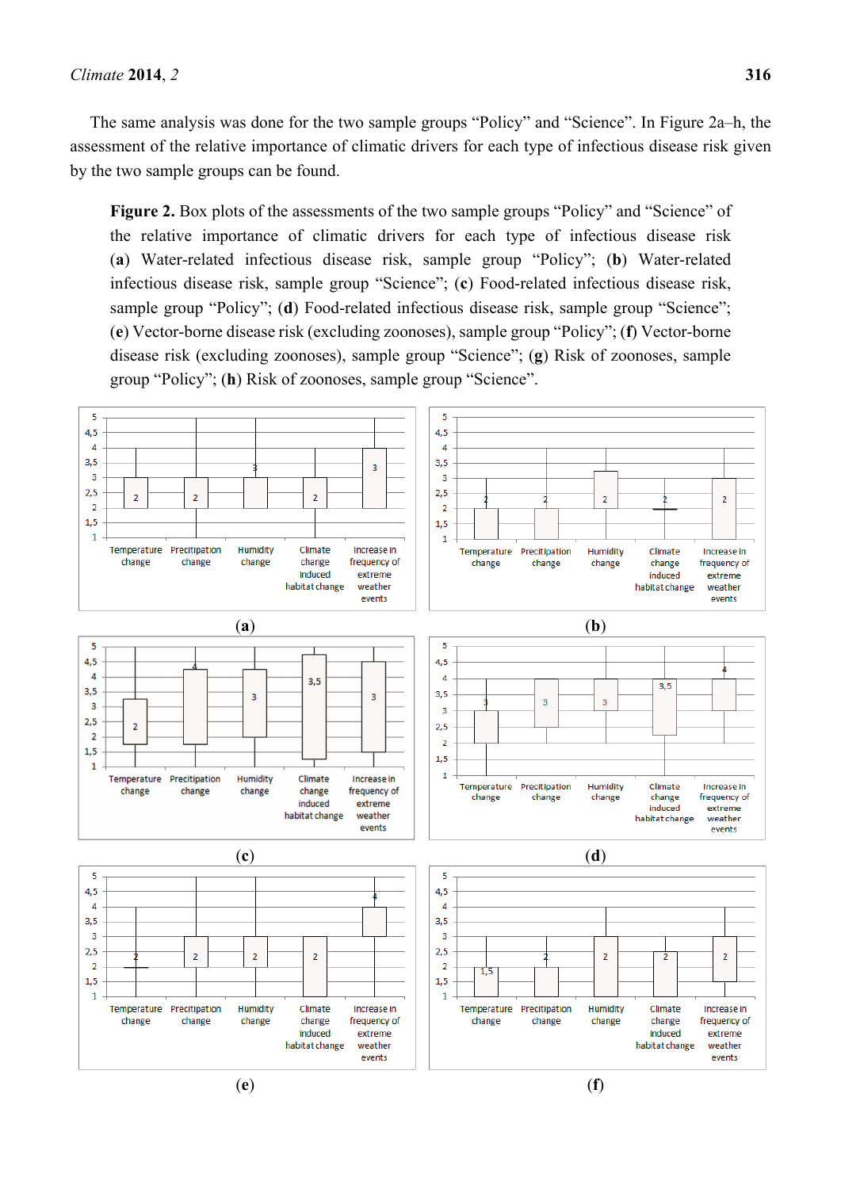The same analysis was done for the two sample groups "Policy" and "Science". In Figure 2a–h, the assessment of the relative importance of climatic drivers for each type of infectious disease risk given by the two sample groups can be found.

**Figure 2.** Box plots of the assessments of the two sample groups "Policy" and "Science" of the relative importance of climatic drivers for each type of infectious disease risk (**a**) Water-related infectious disease risk, sample group "Policy"; (**b**) Water-related infectious disease risk, sample group "Science"; (**c**) Food-related infectious disease risk, sample group "Policy"; (**d**) Food-related infectious disease risk, sample group "Science"; (**e**) Vector-borne disease risk (excluding zoonoses), sample group "Policy"; (**f**) Vector-borne disease risk (excluding zoonoses), sample group "Science"; (**g**) Risk of zoonoses, sample group "Policy"; (**h**) Risk of zoonoses, sample group "Science".

(**a**)

(**b**)

(**c**)

(**d**)

(**e**)

(**f**)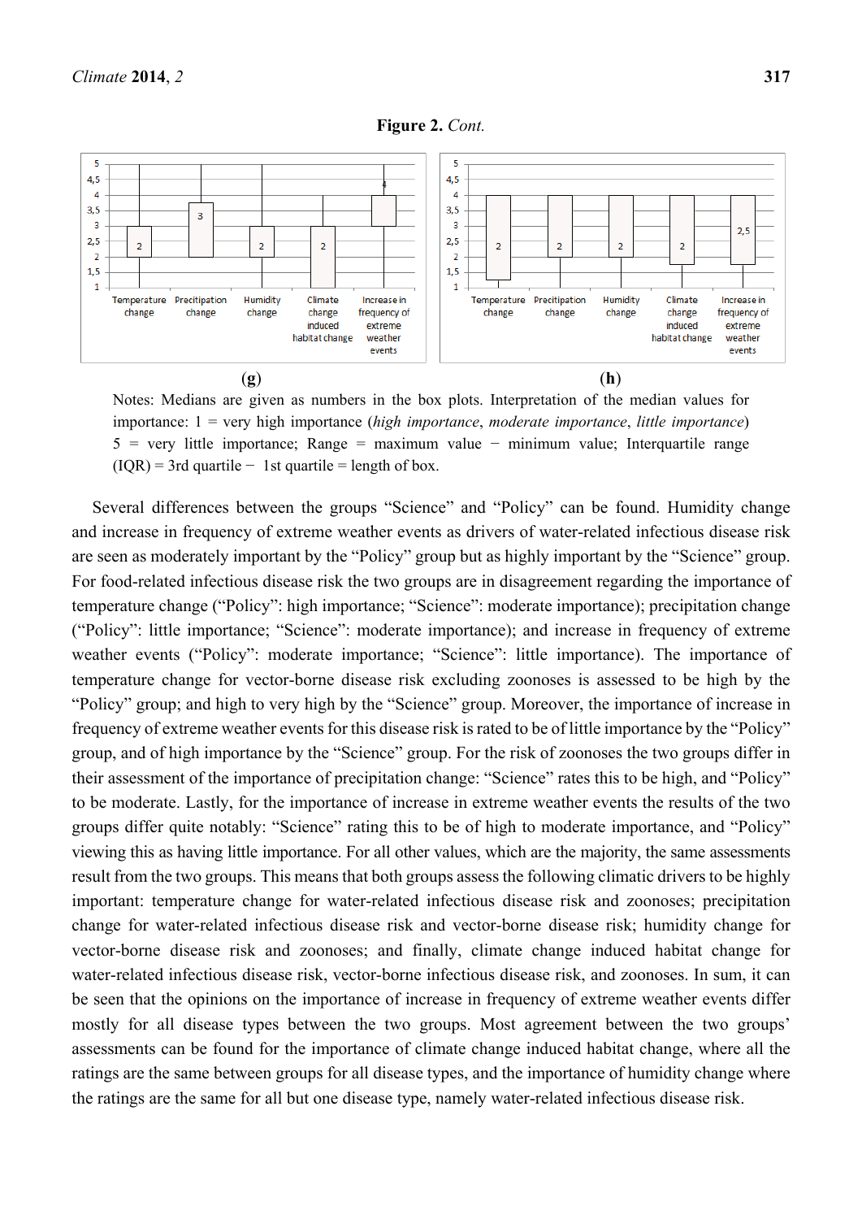**Figure 2.** *Cont.*

(**g**) (**h**)

Notes: Medians are given as numbers in the box plots. Interpretation of the median values for importance: 1 = very high importance (*high importance*, *moderate importance*, *little importance*) 5 = very little importance; Range = maximum value − minimum value; Interquartile range (IQR) = 3rd quartile − 1st quartile = length of box.

Several differences between the groups "Science" and "Policy" can be found. Humidity change and increase in frequency of extreme weather events as drivers of water-related infectious disease risk are seen as moderately important by the "Policy" group but as highly important by the "Science" group. For food-related infectious disease risk the two groups are in disagreement regarding the importance of temperature change ("Policy": high importance; "Science": moderate importance); precipitation change ("Policy": little importance; "Science": moderate importance); and increase in frequency of extreme weather events ("Policy": moderate importance; "Science": little importance). The importance of temperature change for vector-borne disease risk excluding zoonoses is assessed to be high by the "Policy" group; and high to very high by the "Science" group. Moreover, the importance of increase in frequency of extreme weather events for this disease risk is rated to be of little importance by the "Policy" group, and of high importance by the "Science" group. For the risk of zoonoses the two groups differ in their assessment of the importance of precipitation change: "Science" rates this to be high, and "Policy" to be moderate. Lastly, for the importance of increase in extreme weather events the results of the two groups differ quite notably: "Science" rating this to be of high to moderate importance, and "Policy" viewing this as having little importance. For all other values, which are the majority, the same assessments result from the two groups. This means that both groups assess the following climatic drivers to be highly important: temperature change for water-related infectious disease risk and zoonoses; precipitation change for water-related infectious disease risk and vector-borne disease risk; humidity change for vector-borne disease risk and zoonoses; and finally, climate change induced habitat change for water-related infectious disease risk, vector-borne infectious disease risk, and zoonoses. In sum, it can be seen that the opinions on the importance of increase in frequency of extreme weather events differ mostly for all disease types between the two groups. Most agreement between the two groups' assessments can be found for the importance of climate change induced habitat change, where all the ratings are the same between groups for all disease types, and the importance of humidity change where the ratings are the same for all but one disease type, namely water-related infectious disease risk.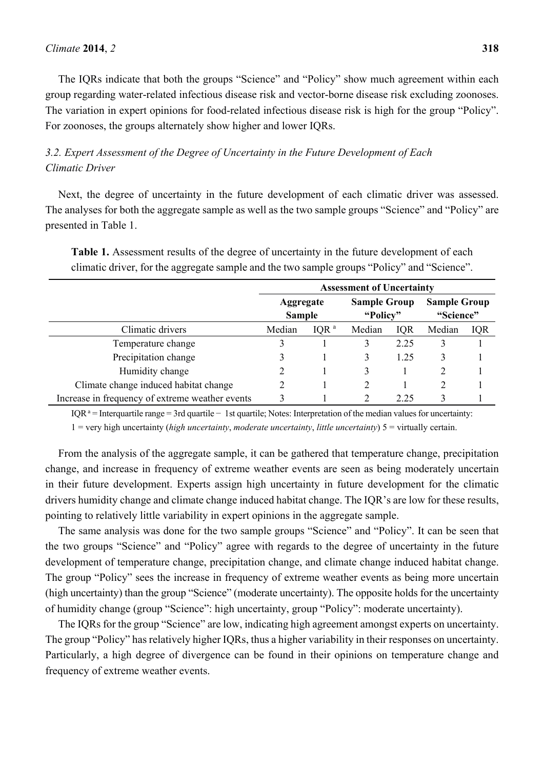The IQRs indicate that both the groups "Science" and "Policy" show much agreement within each group regarding water-related infectious disease risk and vector-borne disease risk excluding zoonoses. The variation in expert opinions for food-related infectious disease risk is high for the group "Policy". For zoonoses, the groups alternately show higher and lower IQRs.

### *3.2. Expert Assessment of the Degree of Uncertainty in the Future Development of Each Climatic Driver*

Next, the degree of uncertainty in the future development of each climatic driver was assessed. The analyses for both the aggregate sample as well as the two sample groups "Science" and "Policy" are presented in Table 1.

**Table 1.** Assessment results of the degree of uncertainty in the future development of each climatic driver, for the aggregate sample and the two sample groups "Policy" and "Science".

| | Assessment of Uncertainty | | | | | |
|---|---|---|---|---|---|---|
| | Aggregate Sample | | Sample Group "Policy" | | Sample Group "Science" | |
| Climatic drivers | Median | IQR [a] | Median | IQR | Median | IQR |
| Temperature change | 3 | 1 | 3 | 2.25 | 3 | 1 |
| Precipitation change | 3 | 1 | 3 | 1.25 | 3 | 1 |
| Humidity change | 2 | 1 | 3 | 1 | 2 | 1 |
| Climate change induced habitat change | 2 | 1 | 2 | 1 | 2 | 1 |
| Increase in frequency of extreme weather events | 3 | 1 | 2 | 2.25 | 3 | 1 |

IQR [a] = Interquartile range = 3rd quartile − 1st quartile; Notes: Interpretation of the median values for uncertainty: 1 = very high uncertainty (*high uncertainty*, *moderate uncertainty*, *little uncertainty*) 5 = virtually certain.

From the analysis of the aggregate sample, it can be gathered that temperature change, precipitation change, and increase in frequency of extreme weather events are seen as being moderately uncertain in their future development. Experts assign high uncertainty in future development for the climatic drivers humidity change and climate change induced habitat change. The IQR's are low for these results, pointing to relatively little variability in expert opinions in the aggregate sample.

The same analysis was done for the two sample groups "Science" and "Policy". It can be seen that the two groups "Science" and "Policy" agree with regards to the degree of uncertainty in the future development of temperature change, precipitation change, and climate change induced habitat change. The group "Policy" sees the increase in frequency of extreme weather events as being more uncertain (high uncertainty) than the group "Science" (moderate uncertainty). The opposite holds for the uncertainty of humidity change (group "Science": high uncertainty, group "Policy": moderate uncertainty).

The IQRs for the group "Science" are low, indicating high agreement amongst experts on uncertainty. The group "Policy" has relatively higher IQRs, thus a higher variability in their responses on uncertainty. Particularly, a high degree of divergence can be found in their opinions on temperature change and frequency of extreme weather events.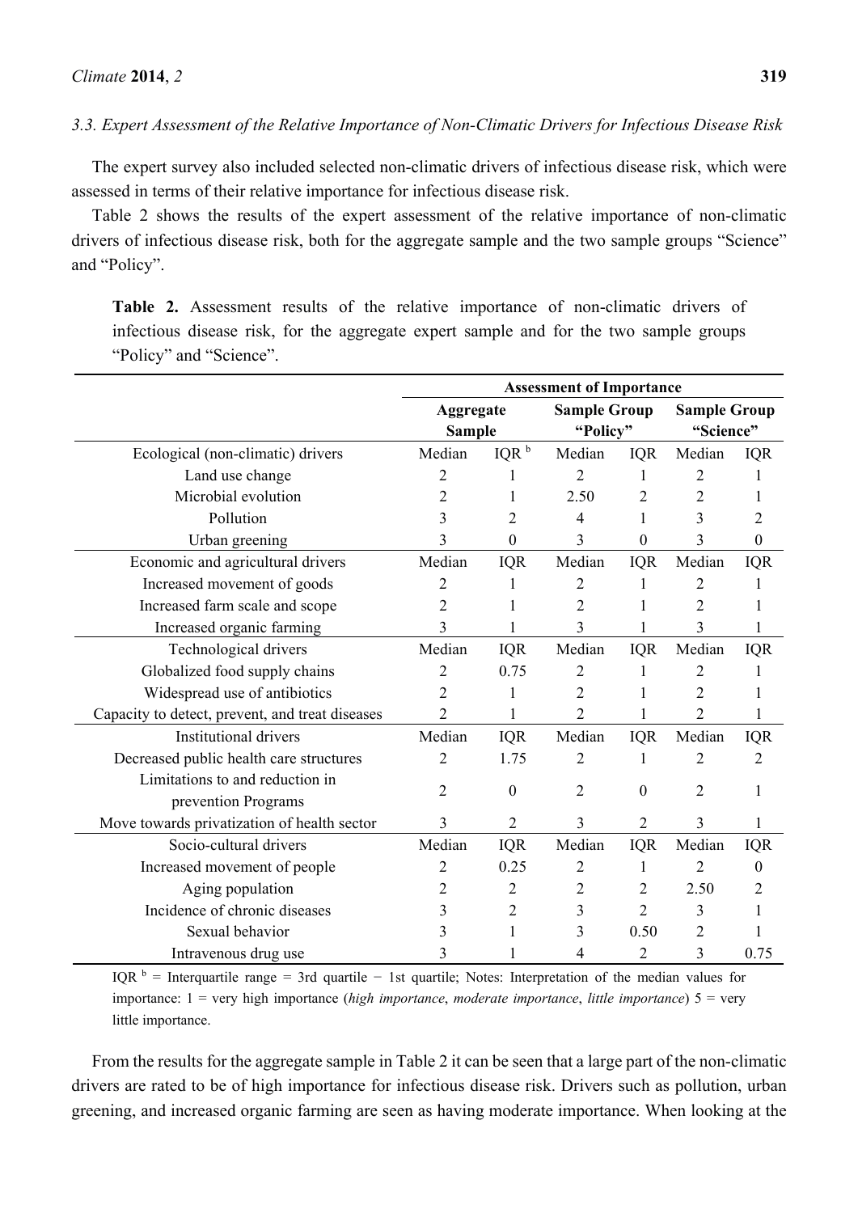### 3.3. Expert Assessment of the Relative Importance of Non-Climatic Drivers for Infectious Disease Risk

The expert survey also included selected non-climatic drivers of infectious disease risk, which were assessed in terms of their relative importance for infectious disease risk.

Table 2 shows the results of the expert assessment of the relative importance of non-climatic drivers of infectious disease risk, both for the aggregate sample and the two sample groups "Science" and "Policy".

**Table 2.** Assessment results of the relative importance of non-climatic drivers of infectious disease risk, for the aggregate expert sample and for the two sample groups "Policy" and "Science".

| | Assessment of Importance | | | | | |
|---|---|---|---|---|---|---|
| | Aggregate Sample | | Sample Group "Policy" | | Sample Group "Science" | |
| Ecological (non-climatic) drivers | Median | IQR [b] | Median | IQR | Median | IQR |
| Land use change | 2 | 1 | 2 | 1 | 2 | 1 |
| Microbial evolution | 2 | 1 | 2.50 | 2 | 2 | 1 |
| Pollution | 3 | 2 | 4 | 1 | 3 | 2 |
| Urban greening | 3 | 0 | 3 | 0 | 3 | 0 |
| Economic and agricultural drivers | Median | IQR | Median | IQR | Median | IQR |
| Increased movement of goods | 2 | 1 | 2 | 1 | 2 | 1 |
| Increased farm scale and scope | 2 | 1 | 2 | 1 | 2 | 1 |
| Increased organic farming | 3 | 1 | 3 | 1 | 3 | 1 |
| Technological drivers | Median | IQR | Median | IQR | Median | IQR |
| Globalized food supply chains | 2 | 0.75 | 2 | 1 | 2 | 1 |
| Widespread use of antibiotics | 2 | 1 | 2 | 1 | 2 | 1 |
| Capacity to detect, prevent, and treat diseases | 2 | 1 | 2 | 1 | 2 | 1 |
| Institutional drivers | Median | IQR | Median | IQR | Median | IQR |
| Decreased public health care structures | 2 | 1.75 | 2 | 1 | 2 | 2 |
| Limitations to and reduction in prevention Programs | 2 | 0 | 2 | 0 | 2 | 1 |
| Move towards privatization of health sector | 3 | 2 | 3 | 2 | 3 | 1 |
| Socio-cultural drivers | Median | IQR | Median | IQR | Median | IQR |
| Increased movement of people | 2 | 0.25 | 2 | 1 | 2 | 0 |
| Aging population | 2 | 2 | 2 | 2 | 2.50 | 2 |
| Incidence of chronic diseases | 3 | 2 | 3 | 2 | 3 | 1 |
| Sexual behavior | 3 | 1 | 3 | 0.50 | 2 | 1 |
| Intravenous drug use | 3 | 1 | 4 | 2 | 3 | 0.75 |

IQR [b] = Interquartile range = 3rd quartile − 1st quartile; Notes: Interpretation of the median values for importance: 1 = very high importance (*high importance*, *moderate importance*, *little importance*) 5 = very little importance.

From the results for the aggregate sample in Table 2 it can be seen that a large part of the non-climatic drivers are rated to be of high importance for infectious disease risk. Drivers such as pollution, urban greening, and increased organic farming are seen as having moderate importance. When looking at the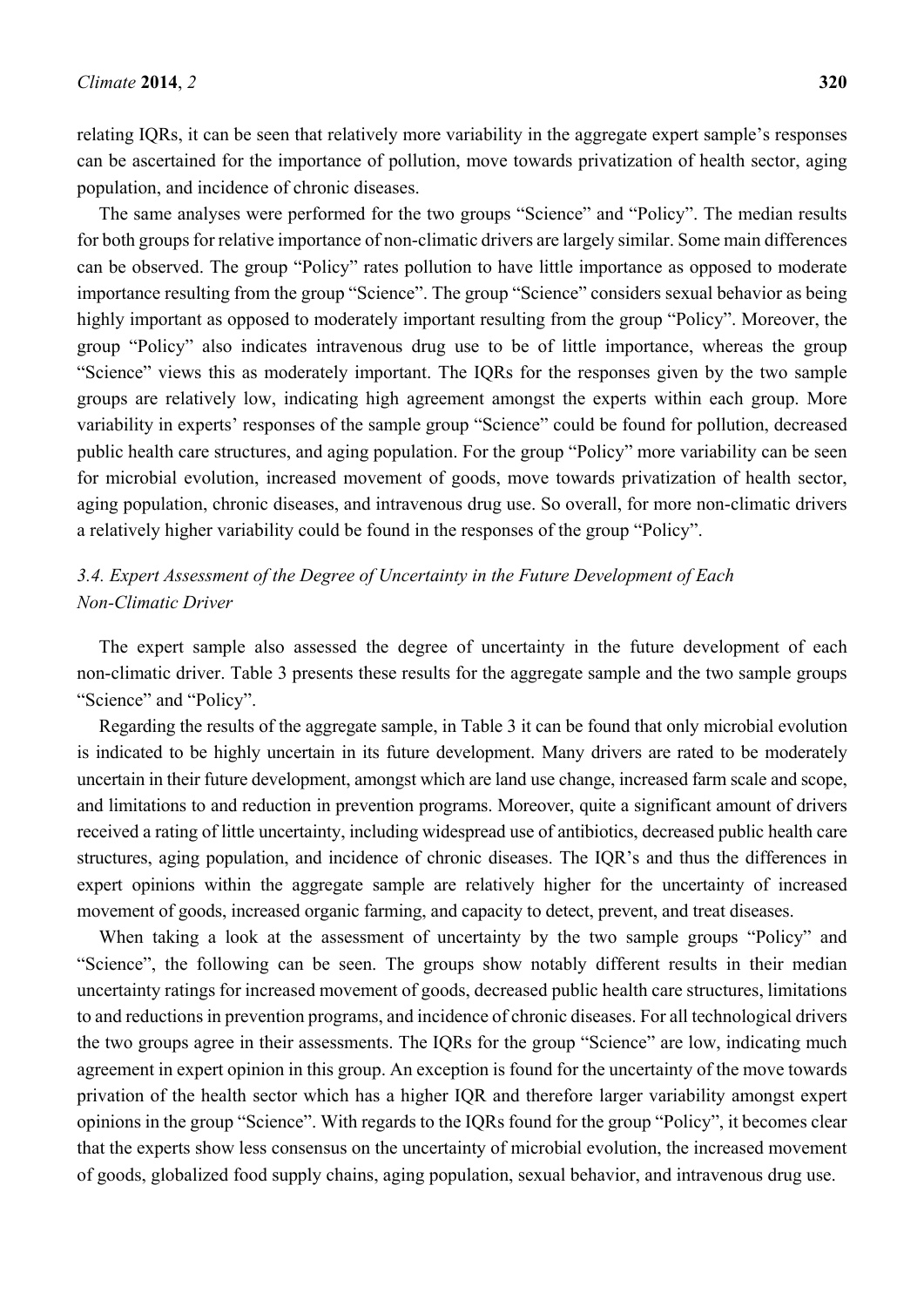relating IQRs, it can be seen that relatively more variability in the aggregate expert sample's responses can be ascertained for the importance of pollution, move towards privatization of health sector, aging population, and incidence of chronic diseases.

The same analyses were performed for the two groups "Science" and "Policy". The median results for both groups for relative importance of non-climatic drivers are largely similar. Some main differences can be observed. The group "Policy" rates pollution to have little importance as opposed to moderate importance resulting from the group "Science". The group "Science" considers sexual behavior as being highly important as opposed to moderately important resulting from the group "Policy". Moreover, the group "Policy" also indicates intravenous drug use to be of little importance, whereas the group "Science" views this as moderately important. The IQRs for the responses given by the two sample groups are relatively low, indicating high agreement amongst the experts within each group. More variability in experts' responses of the sample group "Science" could be found for pollution, decreased public health care structures, and aging population. For the group "Policy" more variability can be seen for microbial evolution, increased movement of goods, move towards privatization of health sector, aging population, chronic diseases, and intravenous drug use. So overall, for more non-climatic drivers a relatively higher variability could be found in the responses of the group "Policy".

### *3.4. Expert Assessment of the Degree of Uncertainty in the Future Development of Each Non-Climatic Driver*

The expert sample also assessed the degree of uncertainty in the future development of each non-climatic driver. Table 3 presents these results for the aggregate sample and the two sample groups "Science" and "Policy".

Regarding the results of the aggregate sample, in Table 3 it can be found that only microbial evolution is indicated to be highly uncertain in its future development. Many drivers are rated to be moderately uncertain in their future development, amongst which are land use change, increased farm scale and scope, and limitations to and reduction in prevention programs. Moreover, quite a significant amount of drivers received a rating of little uncertainty, including widespread use of antibiotics, decreased public health care structures, aging population, and incidence of chronic diseases. The IQR's and thus the differences in expert opinions within the aggregate sample are relatively higher for the uncertainty of increased movement of goods, increased organic farming, and capacity to detect, prevent, and treat diseases.

When taking a look at the assessment of uncertainty by the two sample groups "Policy" and "Science", the following can be seen. The groups show notably different results in their median uncertainty ratings for increased movement of goods, decreased public health care structures, limitations to and reductions in prevention programs, and incidence of chronic diseases. For all technological drivers the two groups agree in their assessments. The IQRs for the group "Science" are low, indicating much agreement in expert opinion in this group. An exception is found for the uncertainty of the move towards privation of the health sector which has a higher IQR and therefore larger variability amongst expert opinions in the group "Science". With regards to the IQRs found for the group "Policy", it becomes clear that the experts show less consensus on the uncertainty of microbial evolution, the increased movement of goods, globalized food supply chains, aging population, sexual behavior, and intravenous drug use.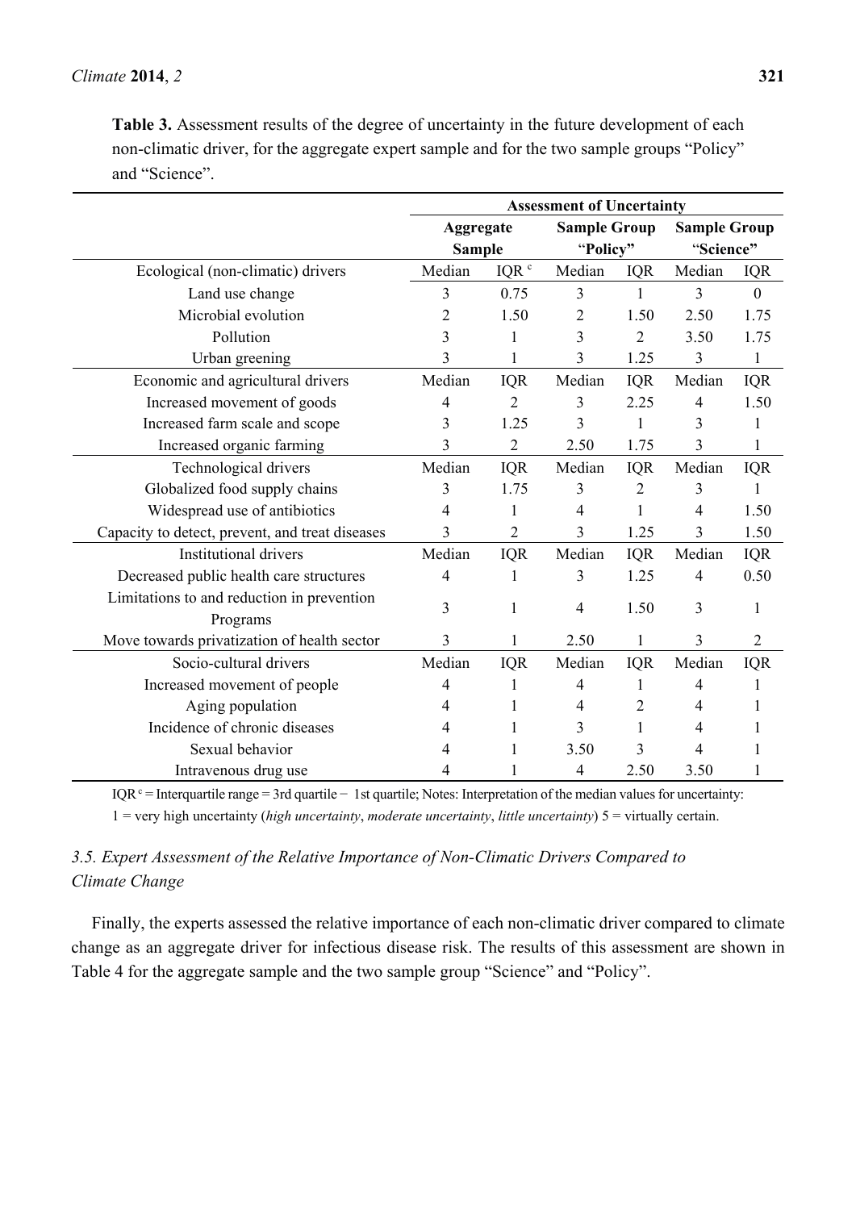**Table 3.** Assessment results of the degree of uncertainty in the future development of each non-climatic driver, for the aggregate expert sample and for the two sample groups "Policy" and "Science".

| | Assessment of Uncertainty | | | | | |
|---|---|---|---|---|---|---|
| | Aggregate Sample | | Sample Group "Policy" | | Sample Group "Science" | |
| Ecological (non-climatic) drivers | Median | IQR [c] | Median | IQR | Median | IQR |
| Land use change | 3 | 0.75 | 3 | 1 | 3 | 0 |
| Microbial evolution | 2 | 1.50 | 2 | 1.50 | 2.50 | 1.75 |
| Pollution | 3 | 1 | 3 | 2 | 3.50 | 1.75 |
| Urban greening | 3 | 1 | 3 | 1.25 | 3 | 1 |
| Economic and agricultural drivers | Median | IQR | Median | IQR | Median | IQR |
| Increased movement of goods | 4 | 2 | 3 | 2.25 | 4 | 1.50 |
| Increased farm scale and scope | 3 | 1.25 | 3 | 1 | 3 | 1 |
| Increased organic farming | 3 | 2 | 2.50 | 1.75 | 3 | 1 |
| Technological drivers | Median | IQR | Median | IQR | Median | IQR |
| Globalized food supply chains | 3 | 1.75 | 3 | 2 | 3 | 1 |
| Widespread use of antibiotics | 4 | 1 | 4 | 1 | 4 | 1.50 |
| Capacity to detect, prevent, and treat diseases | 3 | 2 | 3 | 1.25 | 3 | 1.50 |
| Institutional drivers | Median | IQR | Median | IQR | Median | IQR |
| Decreased public health care structures | 4 | 1 | 3 | 1.25 | 4 | 0.50 |
| Limitations to and reduction in prevention Programs | 3 | 1 | 4 | 1.50 | 3 | 1 |
| Move towards privatization of health sector | 3 | 1 | 2.50 | 1 | 3 | 2 |
| Socio-cultural drivers | Median | IQR | Median | IQR | Median | IQR |
| Increased movement of people | 4 | 1 | 4 | 1 | 4 | 1 |
| Aging population | 4 | 1 | 4 | 2 | 4 | 1 |
| Incidence of chronic diseases | 4 | 1 | 3 | 1 | 4 | 1 |
| Sexual behavior | 4 | 1 | 3.50 | 3 | 4 | 1 |
| Intravenous drug use | 4 | 1 | 4 | 2.50 | 3.50 | 1 |

IQR [c] = Interquartile range = 3rd quartile − 1st quartile; Notes: Interpretation of the median values for uncertainty: 1 = very high uncertainty (*high uncertainty*, *moderate uncertainty*, *little uncertainty*) 5 = virtually certain.

### *3.5. Expert Assessment of the Relative Importance of Non-Climatic Drivers Compared to Climate Change*

Finally, the experts assessed the relative importance of each non-climatic driver compared to climate change as an aggregate driver for infectious disease risk. The results of this assessment are shown in Table 4 for the aggregate sample and the two sample group "Science" and "Policy".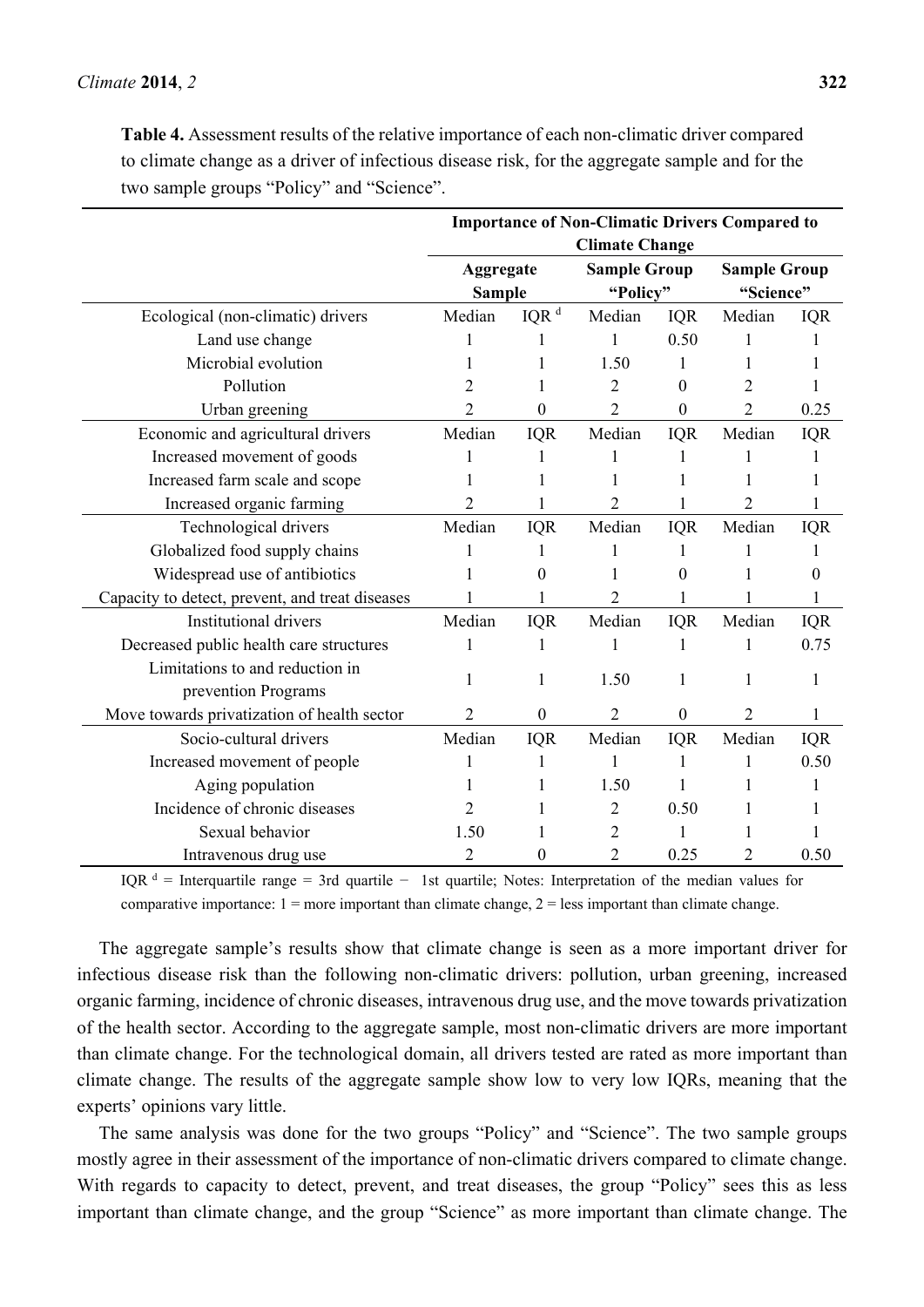**Table 4.** Assessment results of the relative importance of each non-climatic driver compared to climate change as a driver of infectious disease risk, for the aggregate sample and for the two sample groups "Policy" and "Science".

| | Importance of Non-Climatic Drivers Compared to Climate Change | | | | | |
|---|---|---|---|---|---|---|
| | Aggregate Sample | | Sample Group "Policy" | | Sample Group "Science" | |
| Ecological (non-climatic) drivers | Median | IQR [d] | Median | IQR | Median | IQR |
| Land use change | 1 | 1 | 1 | 0.50 | 1 | 1 |
| Microbial evolution | 1 | 1 | 1.50 | 1 | 1 | 1 |
| Pollution | 2 | 1 | 2 | 0 | 2 | 1 |
| Urban greening | 2 | 0 | 2 | 0 | 2 | 0.25 |
| Economic and agricultural drivers | Median | IQR | Median | IQR | Median | IQR |
| Increased movement of goods | 1 | 1 | 1 | 1 | 1 | 1 |
| Increased farm scale and scope | 1 | 1 | 1 | 1 | 1 | 1 |
| Increased organic farming | 2 | 1 | 2 | 1 | 2 | 1 |
| Technological drivers | Median | IQR | Median | IQR | Median | IQR |
| Globalized food supply chains | 1 | 1 | 1 | 1 | 1 | 1 |
| Widespread use of antibiotics | 1 | 0 | 1 | 0 | 1 | 0 |
| Capacity to detect, prevent, and treat diseases | 1 | 1 | 2 | 1 | 1 | 1 |
| Institutional drivers | Median | IQR | Median | IQR | Median | IQR |
| Decreased public health care structures | 1 | 1 | 1 | 1 | 1 | 0.75 |
| Limitations to and reduction in prevention Programs | 1 | 1 | 1.50 | 1 | 1 | 1 |
| Move towards privatization of health sector | 2 | 0 | 2 | 0 | 2 | 1 |
| Socio-cultural drivers | Median | IQR | Median | IQR | Median | IQR |
| Increased movement of people | 1 | 1 | 1 | 1 | 1 | 0.50 |
| Aging population | 1 | 1 | 1.50 | 1 | 1 | 1 |
| Incidence of chronic diseases | 2 | 1 | 2 | 0.50 | 1 | 1 |
| Sexual behavior | 1.50 | 1 | 2 | 1 | 1 | 1 |
| Intravenous drug use | 2 | 0 | 2 | 0.25 | 2 | 0.50 |

IQR [d] = Interquartile range = 3rd quartile − 1st quartile; Notes: Interpretation of the median values for comparative importance: 1 = more important than climate change, 2 = less important than climate change.

The aggregate sample's results show that climate change is seen as a more important driver for infectious disease risk than the following non-climatic drivers: pollution, urban greening, increased organic farming, incidence of chronic diseases, intravenous drug use, and the move towards privatization of the health sector. According to the aggregate sample, most non-climatic drivers are more important than climate change. For the technological domain, all drivers tested are rated as more important than climate change. The results of the aggregate sample show low to very low IQRs, meaning that the experts' opinions vary little.

The same analysis was done for the two groups "Policy" and "Science". The two sample groups mostly agree in their assessment of the importance of non-climatic drivers compared to climate change. With regards to capacity to detect, prevent, and treat diseases, the group "Policy" sees this as less important than climate change, and the group "Science" as more important than climate change. The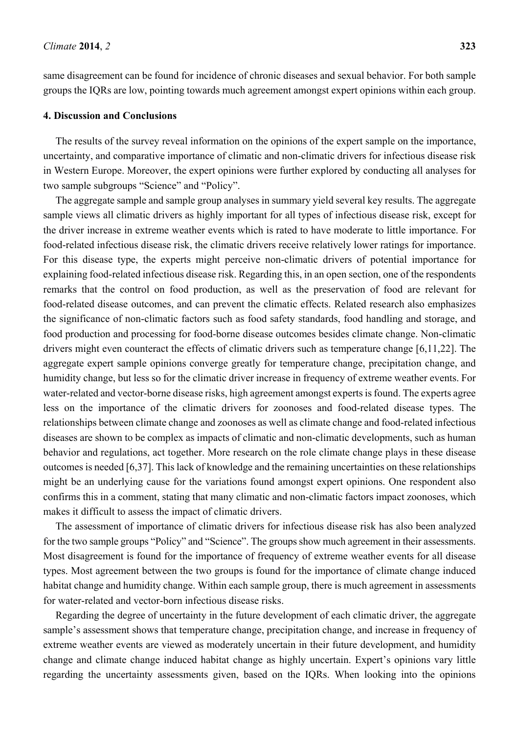same disagreement can be found for incidence of chronic diseases and sexual behavior. For both sample groups the IQRs are low, pointing towards much agreement amongst expert opinions within each group.

## 4. Discussion and Conclusions

The results of the survey reveal information on the opinions of the expert sample on the importance, uncertainty, and comparative importance of climatic and non-climatic drivers for infectious disease risk in Western Europe. Moreover, the expert opinions were further explored by conducting all analyses for two sample subgroups "Science" and "Policy".

The aggregate sample and sample group analyses in summary yield several key results. The aggregate sample views all climatic drivers as highly important for all types of infectious disease risk, except for the driver increase in extreme weather events which is rated to have moderate to little importance. For food-related infectious disease risk, the climatic drivers receive relatively lower ratings for importance. For this disease type, the experts might perceive non-climatic drivers of potential importance for explaining food-related infectious disease risk. Regarding this, in an open section, one of the respondents remarks that the control on food production, as well as the preservation of food are relevant for food-related disease outcomes, and can prevent the climatic effects. Related research also emphasizes the significance of non-climatic factors such as food safety standards, food handling and storage, and food production and processing for food-borne disease outcomes besides climate change. Non-climatic drivers might even counteract the effects of climatic drivers such as temperature change [6,11,22]. The aggregate expert sample opinions converge greatly for temperature change, precipitation change, and humidity change, but less so for the climatic driver increase in frequency of extreme weather events. For water-related and vector-borne disease risks, high agreement amongst experts is found. The experts agree less on the importance of the climatic drivers for zoonoses and food-related disease types. The relationships between climate change and zoonoses as well as climate change and food-related infectious diseases are shown to be complex as impacts of climatic and non-climatic developments, such as human behavior and regulations, act together. More research on the role climate change plays in these disease outcomes is needed [6,37]. This lack of knowledge and the remaining uncertainties on these relationships might be an underlying cause for the variations found amongst expert opinions. One respondent also confirms this in a comment, stating that many climatic and non-climatic factors impact zoonoses, which makes it difficult to assess the impact of climatic drivers.

The assessment of importance of climatic drivers for infectious disease risk has also been analyzed for the two sample groups "Policy" and "Science". The groups show much agreement in their assessments. Most disagreement is found for the importance of frequency of extreme weather events for all disease types. Most agreement between the two groups is found for the importance of climate change induced habitat change and humidity change. Within each sample group, there is much agreement in assessments for water-related and vector-born infectious disease risks.

Regarding the degree of uncertainty in the future development of each climatic driver, the aggregate sample's assessment shows that temperature change, precipitation change, and increase in frequency of extreme weather events are viewed as moderately uncertain in their future development, and humidity change and climate change induced habitat change as highly uncertain. Expert's opinions vary little regarding the uncertainty assessments given, based on the IQRs. When looking into the opinions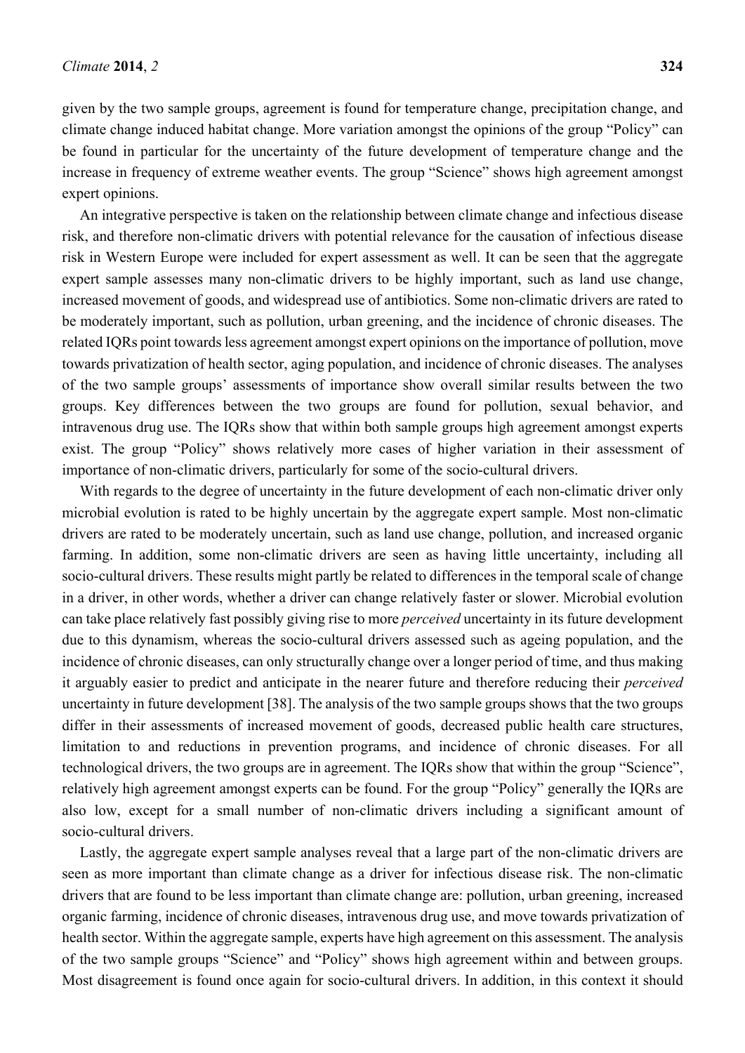given by the two sample groups, agreement is found for temperature change, precipitation change, and climate change induced habitat change. More variation amongst the opinions of the group "Policy" can be found in particular for the uncertainty of the future development of temperature change and the increase in frequency of extreme weather events. The group "Science" shows high agreement amongst expert opinions.

An integrative perspective is taken on the relationship between climate change and infectious disease risk, and therefore non-climatic drivers with potential relevance for the causation of infectious disease risk in Western Europe were included for expert assessment as well. It can be seen that the aggregate expert sample assesses many non-climatic drivers to be highly important, such as land use change, increased movement of goods, and widespread use of antibiotics. Some non-climatic drivers are rated to be moderately important, such as pollution, urban greening, and the incidence of chronic diseases. The related IQRs point towards less agreement amongst expert opinions on the importance of pollution, move towards privatization of health sector, aging population, and incidence of chronic diseases. The analyses of the two sample groups' assessments of importance show overall similar results between the two groups. Key differences between the two groups are found for pollution, sexual behavior, and intravenous drug use. The IQRs show that within both sample groups high agreement amongst experts exist. The group "Policy" shows relatively more cases of higher variation in their assessment of importance of non-climatic drivers, particularly for some of the socio-cultural drivers.

With regards to the degree of uncertainty in the future development of each non-climatic driver only microbial evolution is rated to be highly uncertain by the aggregate expert sample. Most non-climatic drivers are rated to be moderately uncertain, such as land use change, pollution, and increased organic farming. In addition, some non-climatic drivers are seen as having little uncertainty, including all socio-cultural drivers. These results might partly be related to differences in the temporal scale of change in a driver, in other words, whether a driver can change relatively faster or slower. Microbial evolution can take place relatively fast possibly giving rise to more *perceived* uncertainty in its future development due to this dynamism, whereas the socio-cultural drivers assessed such as ageing population, and the incidence of chronic diseases, can only structurally change over a longer period of time, and thus making it arguably easier to predict and anticipate in the nearer future and therefore reducing their *perceived* uncertainty in future development [38]. The analysis of the two sample groups shows that the two groups differ in their assessments of increased movement of goods, decreased public health care structures, limitation to and reductions in prevention programs, and incidence of chronic diseases. For all technological drivers, the two groups are in agreement. The IQRs show that within the group "Science", relatively high agreement amongst experts can be found. For the group "Policy" generally the IQRs are also low, except for a small number of non-climatic drivers including a significant amount of socio-cultural drivers.

Lastly, the aggregate expert sample analyses reveal that a large part of the non-climatic drivers are seen as more important than climate change as a driver for infectious disease risk. The non-climatic drivers that are found to be less important than climate change are: pollution, urban greening, increased organic farming, incidence of chronic diseases, intravenous drug use, and move towards privatization of health sector. Within the aggregate sample, experts have high agreement on this assessment. The analysis of the two sample groups "Science" and "Policy" shows high agreement within and between groups. Most disagreement is found once again for socio-cultural drivers. In addition, in this context it should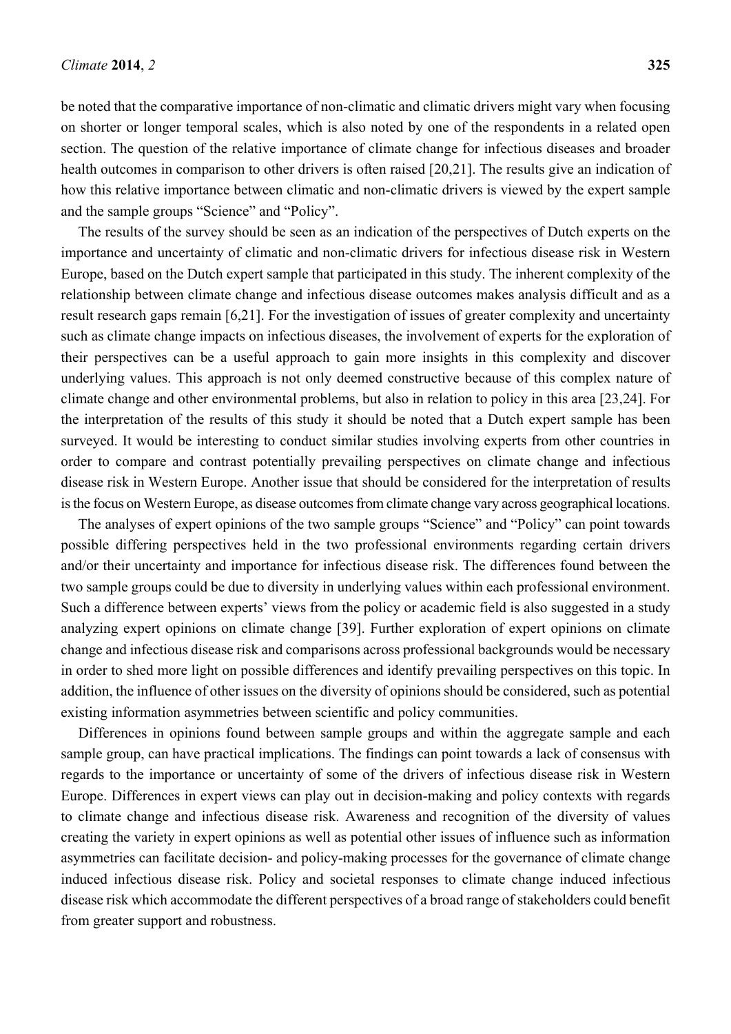be noted that the comparative importance of non-climatic and climatic drivers might vary when focusing on shorter or longer temporal scales, which is also noted by one of the respondents in a related open section. The question of the relative importance of climate change for infectious diseases and broader health outcomes in comparison to other drivers is often raised [20,21]. The results give an indication of how this relative importance between climatic and non-climatic drivers is viewed by the expert sample and the sample groups "Science" and "Policy".

The results of the survey should be seen as an indication of the perspectives of Dutch experts on the importance and uncertainty of climatic and non-climatic drivers for infectious disease risk in Western Europe, based on the Dutch expert sample that participated in this study. The inherent complexity of the relationship between climate change and infectious disease outcomes makes analysis difficult and as a result research gaps remain [6,21]. For the investigation of issues of greater complexity and uncertainty such as climate change impacts on infectious diseases, the involvement of experts for the exploration of their perspectives can be a useful approach to gain more insights in this complexity and discover underlying values. This approach is not only deemed constructive because of this complex nature of climate change and other environmental problems, but also in relation to policy in this area [23,24]. For the interpretation of the results of this study it should be noted that a Dutch expert sample has been surveyed. It would be interesting to conduct similar studies involving experts from other countries in order to compare and contrast potentially prevailing perspectives on climate change and infectious disease risk in Western Europe. Another issue that should be considered for the interpretation of results is the focus on Western Europe, as disease outcomes from climate change vary across geographical locations.

The analyses of expert opinions of the two sample groups "Science" and "Policy" can point towards possible differing perspectives held in the two professional environments regarding certain drivers and/or their uncertainty and importance for infectious disease risk. The differences found between the two sample groups could be due to diversity in underlying values within each professional environment. Such a difference between experts' views from the policy or academic field is also suggested in a study analyzing expert opinions on climate change [39]. Further exploration of expert opinions on climate change and infectious disease risk and comparisons across professional backgrounds would be necessary in order to shed more light on possible differences and identify prevailing perspectives on this topic. In addition, the influence of other issues on the diversity of opinions should be considered, such as potential existing information asymmetries between scientific and policy communities.

Differences in opinions found between sample groups and within the aggregate sample and each sample group, can have practical implications. The findings can point towards a lack of consensus with regards to the importance or uncertainty of some of the drivers of infectious disease risk in Western Europe. Differences in expert views can play out in decision-making and policy contexts with regards to climate change and infectious disease risk. Awareness and recognition of the diversity of values creating the variety in expert opinions as well as potential other issues of influence such as information asymmetries can facilitate decision- and policy-making processes for the governance of climate change induced infectious disease risk. Policy and societal responses to climate change induced infectious disease risk which accommodate the different perspectives of a broad range of stakeholders could benefit from greater support and robustness.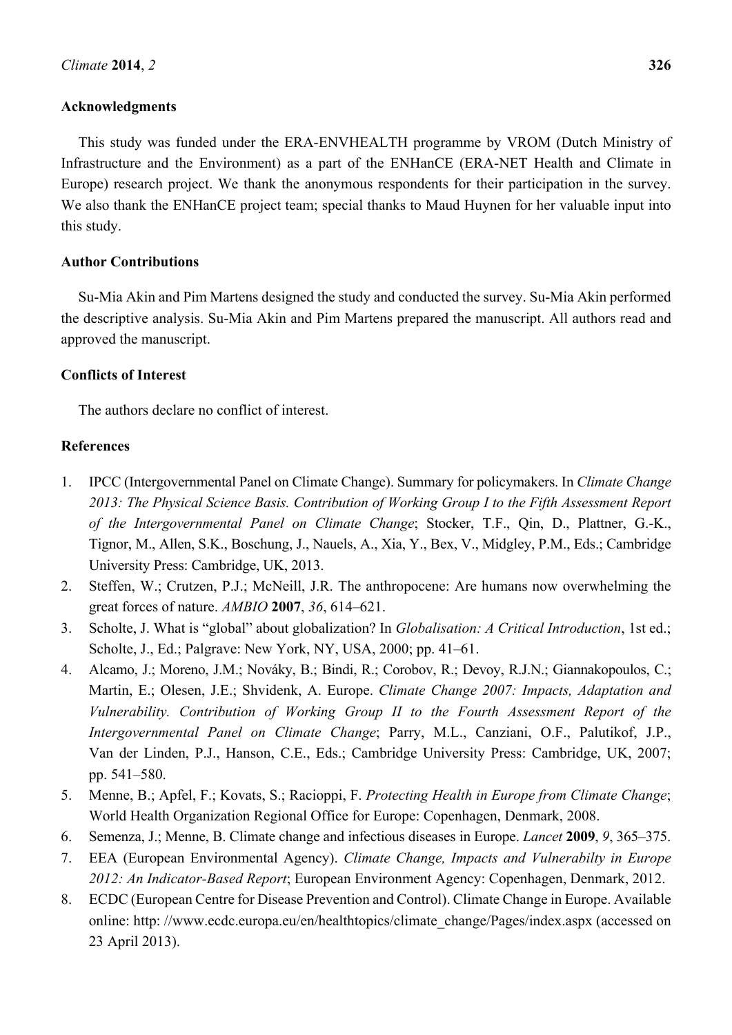## Acknowledgments

This study was funded under the ERA-ENVHEALTH programme by VROM (Dutch Ministry of Infrastructure and the Environment) as a part of the ENHanCE (ERA-NET Health and Climate in Europe) research project. We thank the anonymous respondents for their participation in the survey. We also thank the ENHanCE project team; special thanks to Maud Huynen for her valuable input into this study.

## Author Contributions

Su-Mia Akin and Pim Martens designed the study and conducted the survey. Su-Mia Akin performed the descriptive analysis. Su-Mia Akin and Pim Martens prepared the manuscript. All authors read and approved the manuscript.

## Conflicts of Interest

The authors declare no conflict of interest.

## References

1. IPCC (Intergovernmental Panel on Climate Change). Summary for policymakers. In *Climate Change 2013: The Physical Science Basis. Contribution of Working Group I to the Fifth Assessment Report of the Intergovernmental Panel on Climate Change*; Stocker, T.F., Qin, D., Plattner, G.-K., Tignor, M., Allen, S.K., Boschung, J., Nauels, A., Xia, Y., Bex, V., Midgley, P.M., Eds.; Cambridge University Press: Cambridge, UK, 2013.
2. Steffen, W.; Crutzen, P.J.; McNeill, J.R. The anthropocene: Are humans now overwhelming the great forces of nature. *AMBIO* **2007**, *36*, 614–621.
3. Scholte, J. What is "global" about globalization? In *Globalisation: A Critical Introduction*, 1st ed.; Scholte, J., Ed.; Palgrave: New York, NY, USA, 2000; pp. 41–61.
4. Alcamo, J.; Moreno, J.M.; Nováky, B.; Bindi, R.; Corobov, R.; Devoy, R.J.N.; Giannakopoulos, C.; Martin, E.; Olesen, J.E.; Shvidenk, A. Europe. *Climate Change 2007: Impacts, Adaptation and Vulnerability. Contribution of Working Group II to the Fourth Assessment Report of the Intergovernmental Panel on Climate Change*; Parry, M.L., Canziani, O.F., Palutikof, J.P., Van der Linden, P.J., Hanson, C.E., Eds.; Cambridge University Press: Cambridge, UK, 2007; pp. 541–580.
5. Menne, B.; Apfel, F.; Kovats, S.; Racioppi, F. *Protecting Health in Europe from Climate Change*; World Health Organization Regional Office for Europe: Copenhagen, Denmark, 2008.
6. Semenza, J.; Menne, B. Climate change and infectious diseases in Europe. *Lancet* **2009**, *9*, 365–375.
7. EEA (European Environmental Agency). *Climate Change, Impacts and Vulnerabilty in Europe 2012: An Indicator-Based Report*; European Environment Agency: Copenhagen, Denmark, 2012.
8. ECDC (European Centre for Disease Prevention and Control). Climate Change in Europe. Available online: http: //www.ecdc.europa.eu/en/healthtopics/climate_change/Pages/index.aspx (accessed on 23 April 2013).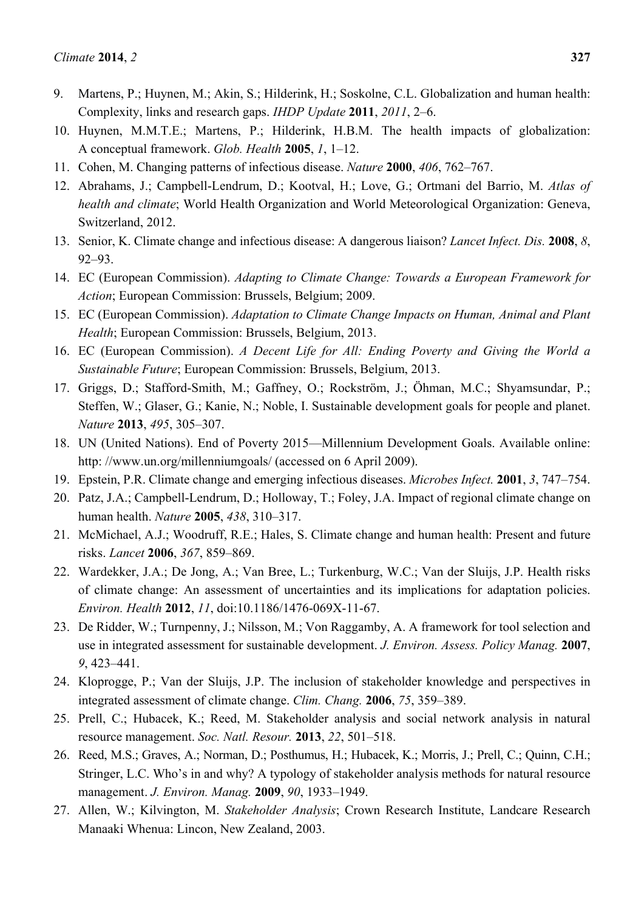9. Martens, P.; Huynen, M.; Akin, S.; Hilderink, H.; Soskolne, C.L. Globalization and human health: Complexity, links and research gaps. *IHDP Update* **2011**, *2011*, 2–6.
10. Huynen, M.M.T.E.; Martens, P.; Hilderink, H.B.M. The health impacts of globalization: A conceptual framework. *Glob. Health* **2005**, *1*, 1–12.
11. Cohen, M. Changing patterns of infectious disease. *Nature* **2000**, *406*, 762–767.
12. Abrahams, J.; Campbell-Lendrum, D.; Kootval, H.; Love, G.; Ortmani del Barrio, M. *Atlas of health and climate*; World Health Organization and World Meteorological Organization: Geneva, Switzerland, 2012.
13. Senior, K. Climate change and infectious disease: A dangerous liaison? *Lancet Infect. Dis.* **2008**, *8*, 92–93.
14. EC (European Commission). *Adapting to Climate Change: Towards a European Framework for Action*; European Commission: Brussels, Belgium; 2009.
15. EC (European Commission). *Adaptation to Climate Change Impacts on Human, Animal and Plant Health*; European Commission: Brussels, Belgium, 2013.
16. EC (European Commission). *A Decent Life for All: Ending Poverty and Giving the World a Sustainable Future*; European Commission: Brussels, Belgium, 2013.
17. Griggs, D.; Stafford-Smith, M.; Gaffney, O.; Rockström, J.; Öhman, M.C.; Shyamsundar, P.; Steffen, W.; Glaser, G.; Kanie, N.; Noble, I. Sustainable development goals for people and planet. *Nature* **2013**, *495*, 305–307.
18. UN (United Nations). End of Poverty 2015—Millennium Development Goals. Available online: http: //www.un.org/millenniumgoals/ (accessed on 6 April 2009).
19. Epstein, P.R. Climate change and emerging infectious diseases. *Microbes Infect.* **2001**, *3*, 747–754.
20. Patz, J.A.; Campbell-Lendrum, D.; Holloway, T.; Foley, J.A. Impact of regional climate change on human health. *Nature* **2005**, *438*, 310–317.
21. McMichael, A.J.; Woodruff, R.E.; Hales, S. Climate change and human health: Present and future risks. *Lancet* **2006**, *367*, 859–869.
22. Wardekker, J.A.; De Jong, A.; Van Bree, L.; Turkenburg, W.C.; Van der Sluijs, J.P. Health risks of climate change: An assessment of uncertainties and its implications for adaptation policies. *Environ. Health* **2012**, *11*, doi:10.1186/1476-069X-11-67.
23. De Ridder, W.; Turnpenny, J.; Nilsson, M.; Von Raggamby, A. A framework for tool selection and use in integrated assessment for sustainable development. *J. Environ. Assess. Policy Manag.* **2007**, *9*, 423–441.
24. Kloprogge, P.; Van der Sluijs, J.P. The inclusion of stakeholder knowledge and perspectives in integrated assessment of climate change. *Clim. Chang.* **2006**, *75*, 359–389.
25. Prell, C.; Hubacek, K.; Reed, M. Stakeholder analysis and social network analysis in natural resource management. *Soc. Natl. Resour.* **2013**, *22*, 501–518.
26. Reed, M.S.; Graves, A.; Norman, D.; Posthumus, H.; Hubacek, K.; Morris, J.; Prell, C.; Quinn, C.H.; Stringer, L.C. Who's in and why? A typology of stakeholder analysis methods for natural resource management. *J. Environ. Manag.* **2009**, *90*, 1933–1949.
27. Allen, W.; Kilvington, M. *Stakeholder Analysis*; Crown Research Institute, Landcare Research Manaaki Whenua: Lincon, New Zealand, 2003.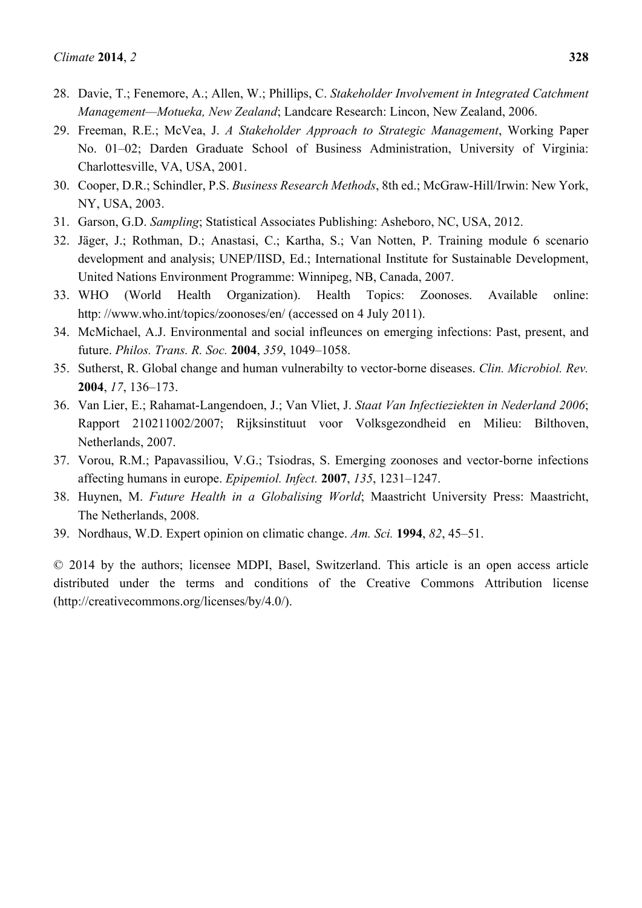28. Davie, T.; Fenemore, A.; Allen, W.; Phillips, C. *Stakeholder Involvement in Integrated Catchment Management—Motueka, New Zealand*; Landcare Research: Lincon, New Zealand, 2006.
29. Freeman, R.E.; McVea, J. *A Stakeholder Approach to Strategic Management*, Working Paper No. 01–02; Darden Graduate School of Business Administration, University of Virginia: Charlottesville, VA, USA, 2001.
30. Cooper, D.R.; Schindler, P.S. *Business Research Methods*, 8th ed.; McGraw-Hill/Irwin: New York, NY, USA, 2003.
31. Garson, G.D. *Sampling*; Statistical Associates Publishing: Asheboro, NC, USA, 2012.
32. Jäger, J.; Rothman, D.; Anastasi, C.; Kartha, S.; Van Notten, P. Training module 6 scenario development and analysis; UNEP/IISD, Ed.; International Institute for Sustainable Development, United Nations Environment Programme: Winnipeg, NB, Canada, 2007.
33. WHO (World Health Organization). Health Topics: Zoonoses. Available online: http: //www.who.int/topics/zoonoses/en/ (accessed on 4 July 2011).
34. McMichael, A.J. Environmental and social infleunces on emerging infections: Past, present, and future. *Philos. Trans. R. Soc.* **2004**, *359*, 1049–1058.
35. Sutherst, R. Global change and human vulnerabilty to vector-borne diseases. *Clin. Microbiol. Rev.* **2004**, *17*, 136–173.
36. Van Lier, E.; Rahamat-Langendoen, J.; Van Vliet, J. *Staat Van Infectieziekten in Nederland 2006*; Rapport 210211002/2007; Rijksinstituut voor Volksgezondheid en Milieu: Bilthoven, Netherlands, 2007.
37. Vorou, R.M.; Papavassiliou, V.G.; Tsiodras, S. Emerging zoonoses and vector-borne infections affecting humans in europe. *Epipemiol. Infect.* **2007**, *135*, 1231–1247.
38. Huynen, M. *Future Health in a Globalising World*; Maastricht University Press: Maastricht, The Netherlands, 2008.
39. Nordhaus, W.D. Expert opinion on climatic change. *Am. Sci.* **1994**, *82*, 45–51.

© 2014 by the authors; licensee MDPI, Basel, Switzerland. This article is an open access article distributed under the terms and conditions of the Creative Commons Attribution license (http://creativecommons.org/licenses/by/4.0/).